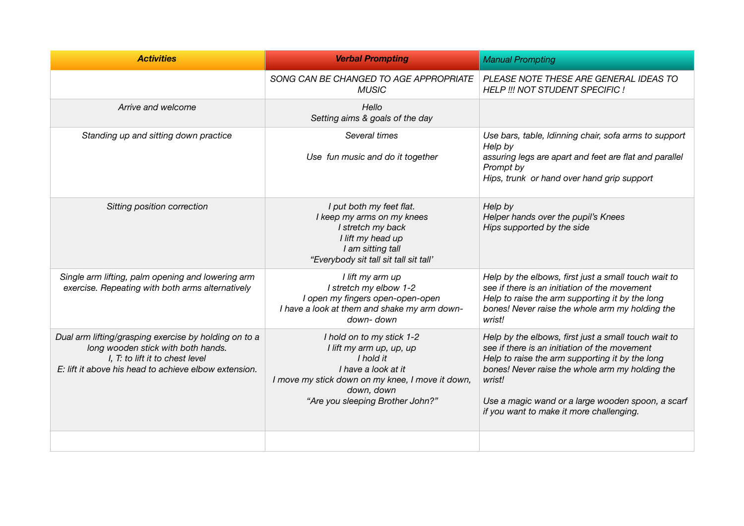| *Activities* | *Verbal Prompting* | *Manual Prompting* |
|---|---|---|
| | *SONG CAN BE CHANGED TO AGE APPROPRIATE MUSIC* | *PLEASE NOTE THESE ARE GENERAL IDEAS TO HELP !!! NOT STUDENT SPECIFIC !* |
| *Arrive and welcome* | *Hello*<br>*Setting aims & goals of the day* | |
| *Standing up and sitting down practice* | *Several times*<br><br>*Use fun music and do it together* | *Use bars, table, ldinning chair, sofa arms to support*<br>*Help by*<br>*assuring legs are apart and feet are flat and parallel*<br>*Prompt by*<br>*Hips, trunk or hand over hand grip support* |
| *Sitting position correction* | *I put both my feet flat.*<br>*I keep my arms on my knees*<br>*I stretch my back*<br>*I lift my head up*<br>*I am sitting tall*<br>*"Everybody sit tall sit tall sit tall'* | *Help by*<br>*Helper hands over the pupil's Knees*<br>*Hips supported by the side* |
| *Single arm lifting, palm opening and lowering arm exercise. Repeating with both arms alternatively* | *I lift my arm up*<br>*I stretch my elbow 1-2*<br>*I open my fingers open-open-open*<br>*I have a look at them and shake my arm down-down- down* | *Help by the elbows, first just a small touch wait to see if there is an initiation of the movement*<br>*Help to raise the arm supporting it by the long bones! Never raise the whole arm my holding the wrist!* |
| *Dual arm lifting/grasping exercise by holding on to a long wooden stick with both hands.*<br>*I, T: to lift it to chest level*<br>*E: lift it above his head to achieve elbow extension.* | *I hold on to my stick 1-2*<br>*I lift my arm up, up, up*<br>*I hold it*<br>*I have a look at it*<br>*I move my stick down on my knee, I move it down, down, down*<br>*"Are you sleeping Brother John?"* | *Help by the elbows, first just a small touch wait to see if there is an initiation of the movement*<br>*Help to raise the arm supporting it by the long bones! Never raise the whole arm my holding the wrist!*<br><br>*Use a magic wand or a large wooden spoon, a scarf if you want to make it more challenging.* |
| | | |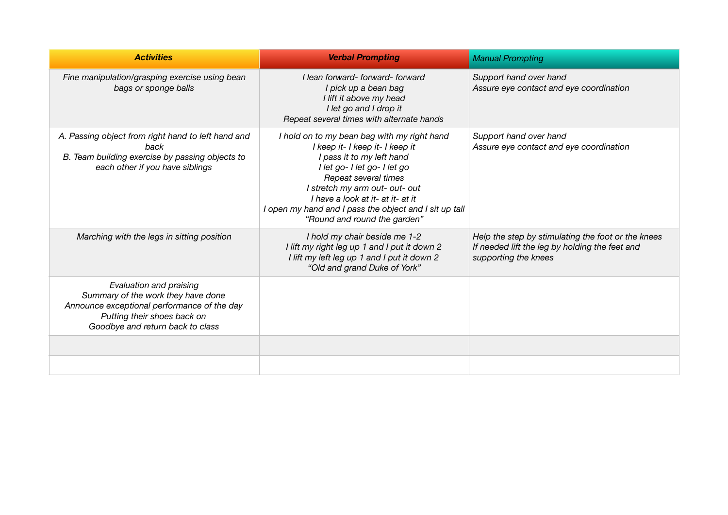| ***Activities*** | ***Verbal Prompting*** | *Manual Prompting* |
|---|---|---|
| *Fine manipulation/grasping exercise using bean bags or sponge balls* | *I lean forward- forward- forward*<br>*I pick up a bean bag*<br>*I lift it above my head*<br>*I let go and I drop it*<br>*Repeat several times with alternate hands* | *Support hand over hand*<br>*Assure eye contact and eye coordination* |
| *A. Passing object from right hand to left hand and back*<br>*B. Team building exercise by passing objects to each other if you have siblings* | *I hold on to my bean bag with my right hand*<br>*I keep it- I keep it- I keep it*<br>*I pass it to my left hand*<br>*I let go- I let go- I let go*<br>*Repeat several times*<br>*I stretch my arm out- out- out*<br>*I have a look at it- at it- at it*<br>*I open my hand and I pass the object and I sit up tall*<br>*"Round and round the garden"* | *Support hand over hand*<br>*Assure eye contact and eye coordination* |
| *Marching with the legs in sitting position* | *I hold my chair beside me 1-2*<br>*I lift my right leg up 1 and I put it down 2*<br>*I lift my left leg up 1 and I put it down 2*<br>*"Old and grand Duke of York"* | *Help the step by stimulating the foot or the knees*<br>*If needed lift the leg by holding the feet and supporting the knees* |
| *Evaluation and praising*<br>*Summary of the work they have done*<br>*Announce exceptional performance of the day*<br>*Putting their shoes back on*<br>*Goodbye and return back to class* | | |
| | | |
| | | |